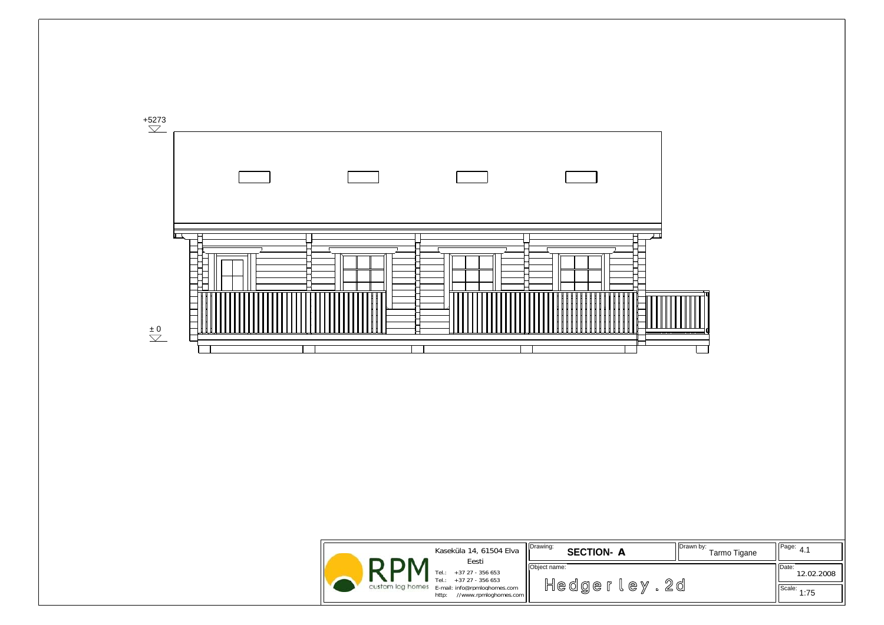+5273

± 0

| | | | |
|---|---|---|---|
| Kaseküla 14, 61504 Elva<br>Eesti<br>Tel.: +37 27 - 356 653<br>Tel.: +37 27 - 356 653<br>E-mail: info@rpmloghomes.com<br>http: //www.rpmloghomes.com | Drawing: **SECTION- A** | Drawn by: Tarmo Tigane | Page: 4.1 |
| | Object name: Hedgerley.2d | | Date: 12.02.2008 |
| | | | Scale: 1:75 |

RPM custom log homes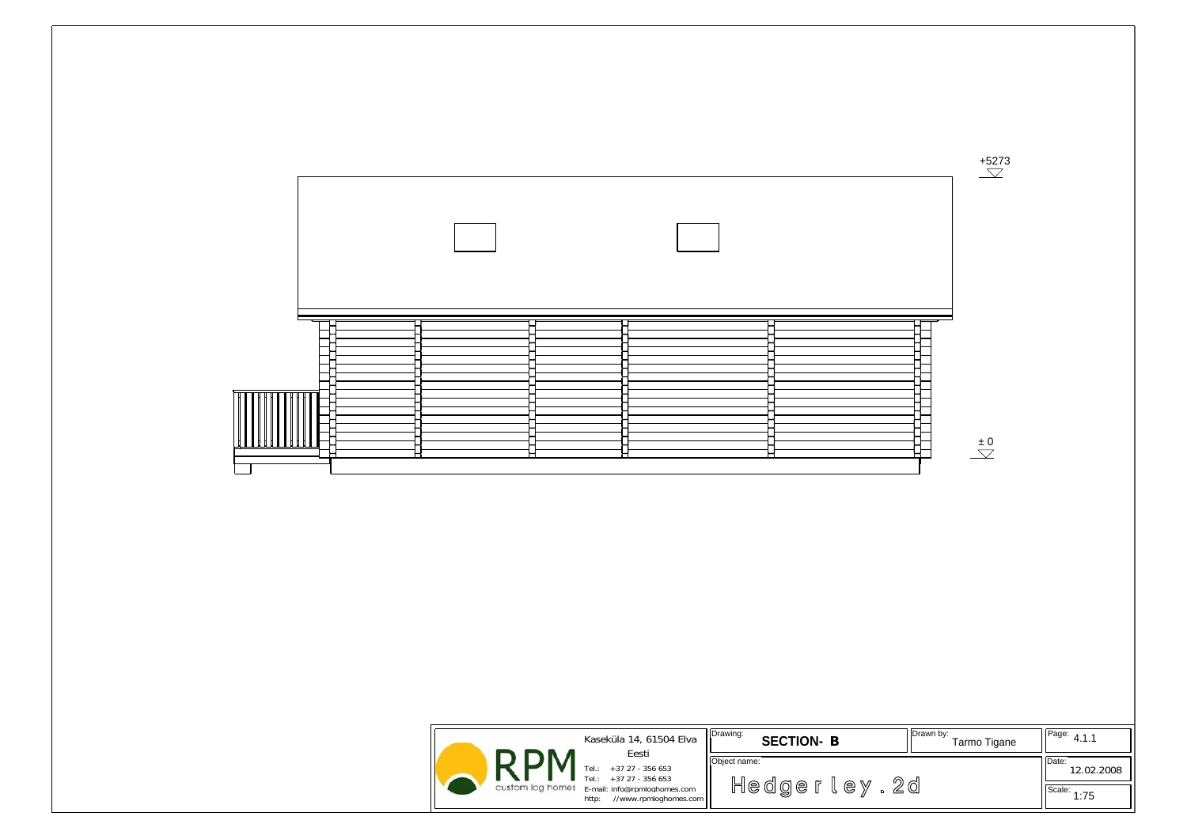+5273

± 0

| | | | |
|---|---|---|---|
| Kaseküla 14, 61504 Elva<br>Eesti<br>Tel.: +37 27 - 356 653<br>Tel.: +37 27 - 356 653<br>E-mail: info@rpmloghomes.com<br>http: //www.rpmloghomes.com | Drawing: **SECTION- B** | Drawn by: Tarmo Tigane | Page: 4.1.1 |
| | Object name: Hedgerley.2d | | Date: 12.02.2008 |
| | | | Scale: 1:75 |

RPM custom log homes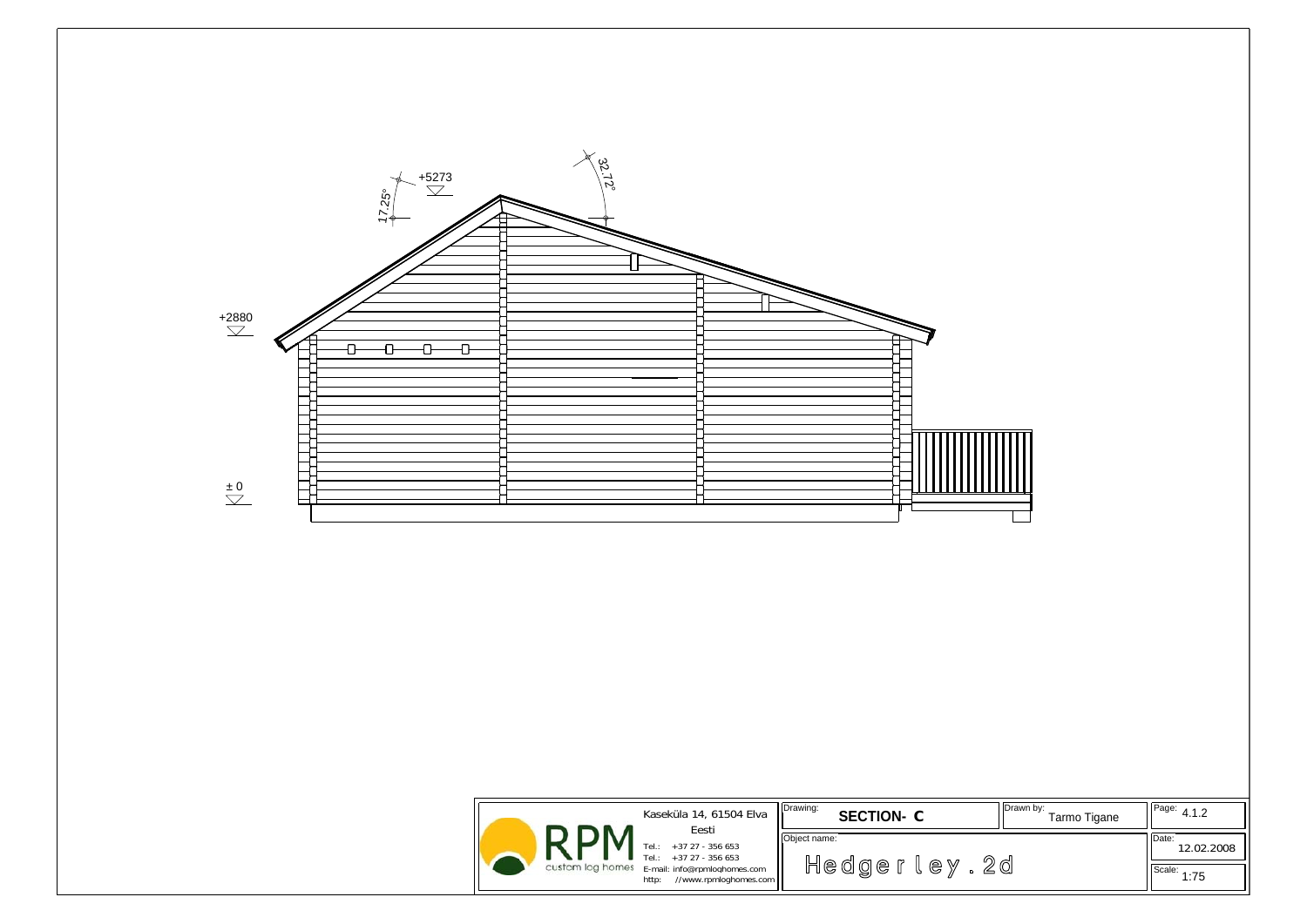17.25°

+5273

32.72°

+2880

± 0

| | | | |
|---|---|---|---|
| Kaseküla 14, 61504 Elva<br>Eesti<br>Tel.: +37 27 - 356 653<br>Tel.: +37 27 - 356 653<br>E-mail: info@rpmloghomes.com<br>http: //www.rpmloghomes.com | Drawing: **SECTION- C** | Drawn by: Tarmo Tigane | Page: 4.1.2 |
| | Object name: Hedgerley.2d | | Date: 12.02.2008 |
| | | | Scale: 1:75 |

RPM custom log homes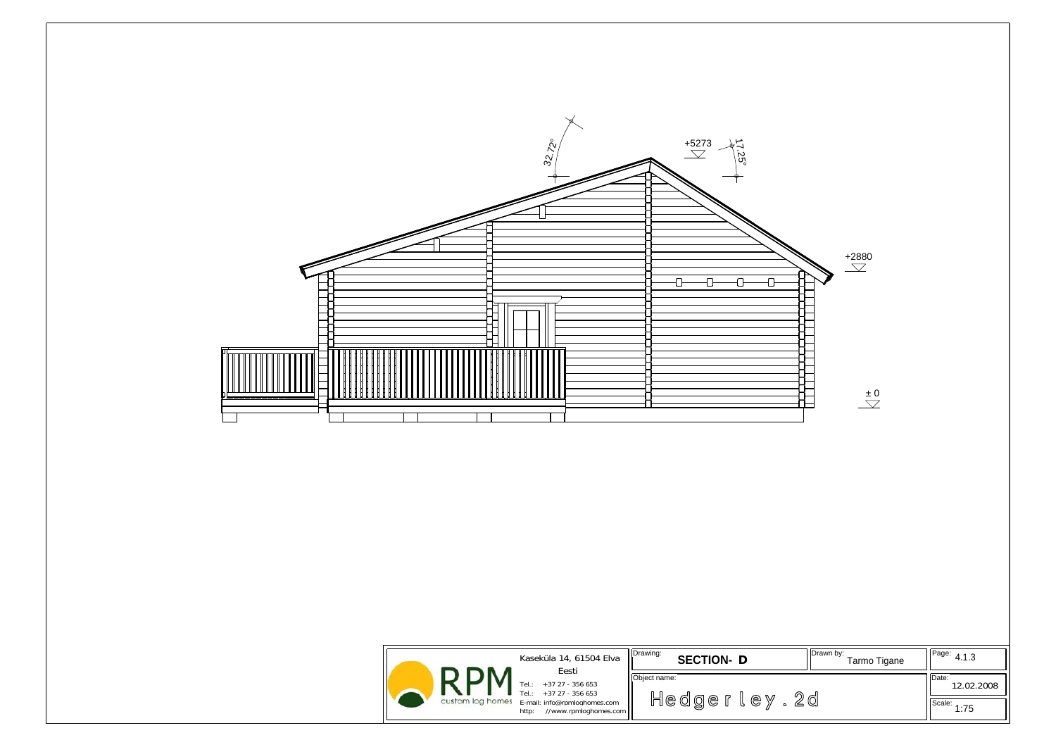32,72°

+5273

17,25°

+2880

± 0

| | | | |
|---|---|---|---|
| Kaseküla 14, 61504 Elva<br>Eesti<br>Tel.: +37 27 - 356 653<br>Tel.: +37 27 - 356 653<br>E-mail: info@rpmloghomes.com<br>http: //www.rpmloghomes.com | Drawing: **SECTION- D** | Drawn by: Tarmo Tigane | Page: 4.1.3 |
| | Object name: Hedgerley.2d | | Date: 12.02.2008 |
| | | | Scale: 1:75 |

RPM custom log homes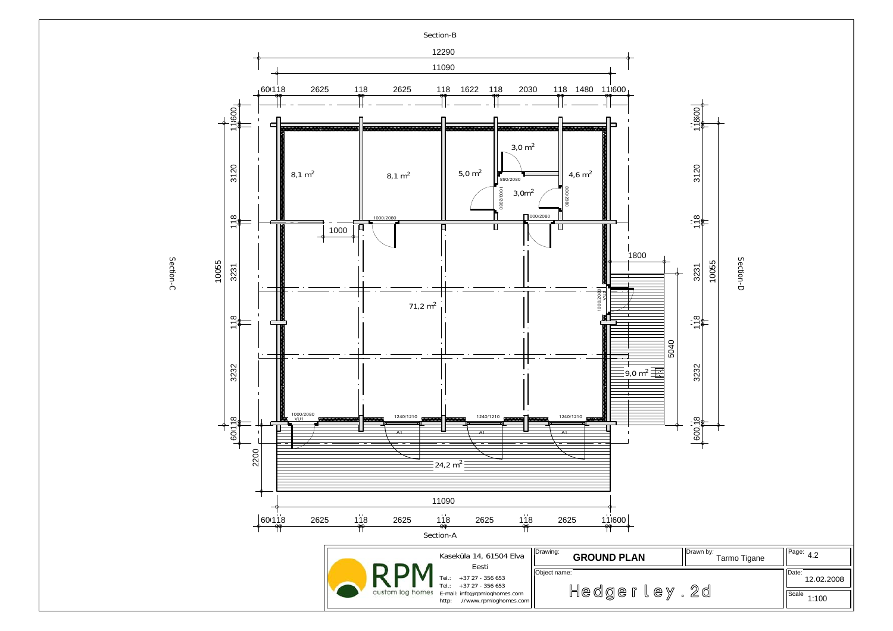Section-B

12290

11090

60 118 2625 118 2625 118 1622 118 2030 118 1480 118 600

8,1 m²

8,1 m²

5,0 m²

3,0 m²

3,0m²

4,6 m²

880/2080

1000/2080

880/2080

1000/2080

1000/2080

1000

71,2 m²

1800

1000/2080 VU1

5040

9,0 m²

1000/2080 VU1

1240/1210 A1

1240/1210 A1

1240/1210 A1

24,2 m²

2200

11090

60 118 2625 118 2625 118 2625 118 2625 118 600

Section-A

Section-C

10055

600 118 3120 118 3231 118 3232 118 600

Section-D

10055

118 800 3120 118 3231 118 3232 118 600

| | | | |
|---|---|---|---|
| **RPM** custom log homes | Kaseküla 14, 61504 Elva Eesti<br>Tel.: +37 27 - 356 653<br>Tel.: +37 27 - 356 653<br>E-mail: info@rpmloghomes.com<br>http: //www.rpmloghomes.com | Drawing: **GROUND PLAN** | Drawn by: Tarmo Tigane | Page: 4.2 |
| | | Object name: Hedgerley.2d | | Date: 12.02.2008<br>Scale 1:100 |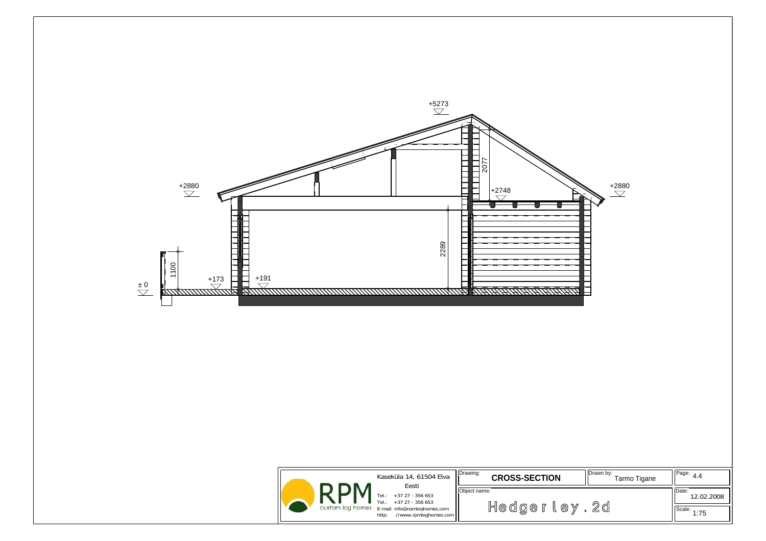+5273

+2880

+2880

2077

+2748

2289

1100

+173

+191

± 0

| | | | |
|---|---|---|---|
| Kaseküla 14, 61504 Elva Eesti | Drawing: **CROSS-SECTION** | Drawn by: Tarmo Tigane | Page: 4.4 |
| Tel.: +37 27 - 356 653 Tel.: +37 27 - 356 653 E-mail: info@rpmloghomes.com http: //www.rpmloghomes.com | Object name: Hedgerley.2d | | Date: 12.02.2008 |
| | | | Scale: 1:75 |

RPM custom log homes